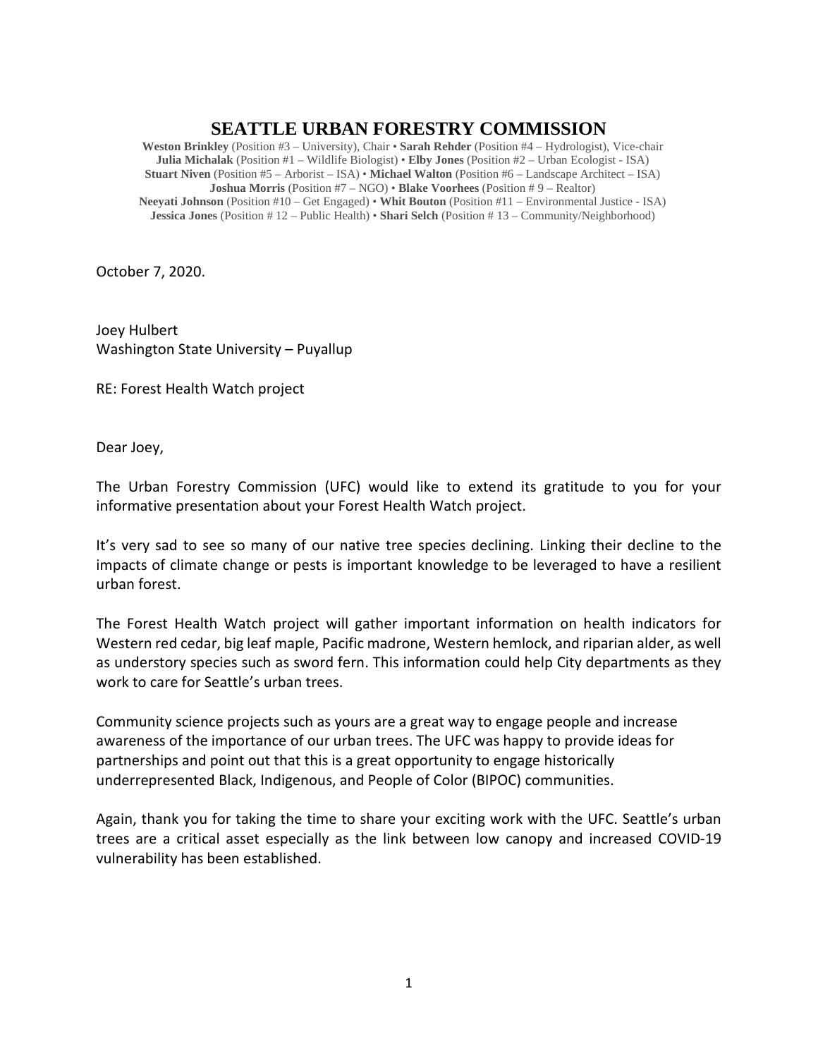# SEATTLE URBAN FORESTRY COMMISSION

**Weston Brinkley** (Position #3 – University), Chair • **Sarah Rehder** (Position #4 – Hydrologist), Vice-chair
**Julia Michalak** (Position #1 – Wildlife Biologist) • **Elby Jones** (Position #2 – Urban Ecologist - ISA)
**Stuart Niven** (Position #5 – Arborist – ISA) • **Michael Walton** (Position #6 – Landscape Architect – ISA)
**Joshua Morris** (Position #7 – NGO) • **Blake Voorhees** (Position # 9 – Realtor)
**Neeyati Johnson** (Position #10 – Get Engaged) • **Whit Bouton** (Position #11 – Environmental Justice - ISA)
**Jessica Jones** (Position # 12 – Public Health) • **Shari Selch** (Position # 13 – Community/Neighborhood)

October 7, 2020.

Joey Hulbert
Washington State University – Puyallup

RE: Forest Health Watch project

Dear Joey,

The Urban Forestry Commission (UFC) would like to extend its gratitude to you for your informative presentation about your Forest Health Watch project.

It's very sad to see so many of our native tree species declining. Linking their decline to the impacts of climate change or pests is important knowledge to be leveraged to have a resilient urban forest.

The Forest Health Watch project will gather important information on health indicators for Western red cedar, big leaf maple, Pacific madrone, Western hemlock, and riparian alder, as well as understory species such as sword fern. This information could help City departments as they work to care for Seattle's urban trees.

Community science projects such as yours are a great way to engage people and increase awareness of the importance of our urban trees. The UFC was happy to provide ideas for partnerships and point out that this is a great opportunity to engage historically underrepresented Black, Indigenous, and People of Color (BIPOC) communities.

Again, thank you for taking the time to share your exciting work with the UFC. Seattle's urban trees are a critical asset especially as the link between low canopy and increased COVID-19 vulnerability has been established.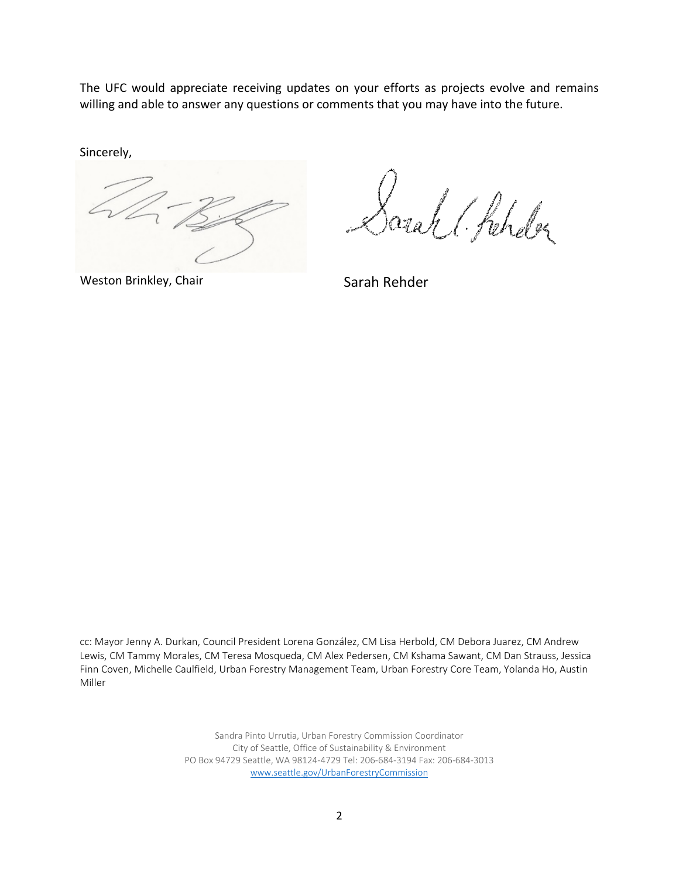The UFC would appreciate receiving updates on your efforts as projects evolve and remains willing and able to answer any questions or comments that you may have into the future.

Sincerely,

Weston Brinkley, Chair

Sarah Rehder

cc: Mayor Jenny A. Durkan, Council President Lorena González, CM Lisa Herbold, CM Debora Juarez, CM Andrew Lewis, CM Tammy Morales, CM Teresa Mosqueda, CM Alex Pedersen, CM Kshama Sawant, CM Dan Strauss, Jessica Finn Coven, Michelle Caulfield, Urban Forestry Management Team, Urban Forestry Core Team, Yolanda Ho, Austin Miller

Sandra Pinto Urrutia, Urban Forestry Commission Coordinator
City of Seattle, Office of Sustainability & Environment
PO Box 94729 Seattle, WA 98124-4729 Tel: 206-684-3194 Fax: 206-684-3013
www.seattle.gov/UrbanForestryCommission